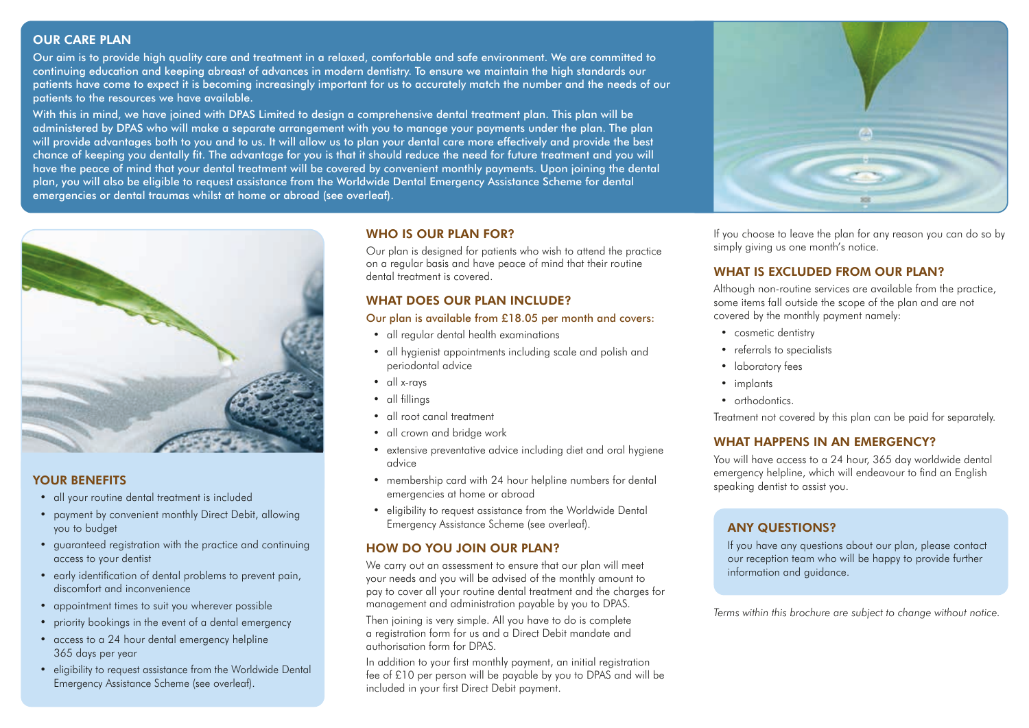## OUR CARE PLAN

Our aim is to provide high quality care and treatment in a relaxed, comfortable and safe environment. We are committed to continuing education and keeping abreast of advances in modern dentistry. To ensure we maintain the high standards our patients have come to expect it is becoming increasingly important for us to accurately match the number and the needs of our patients to the resources we have available.

With this in mind, we have joined with DPAS Limited to design a comprehensive dental treatment plan. This plan will be administered by DPAS who will make a separate arrangement with you to manage your payments under the plan. The plan will provide advantages both to you and to us. It will allow us to plan your dental care more effectively and provide the best chance of keeping you dentally fit. The advantage for you is that it should reduce the need for future treatment and you will have the peace of mind that your dental treatment will be covered by convenient monthly payments. Upon joining the dental plan, you will also be eligible to request assistance from the Worldwide Dental Emergency Assistance Scheme for dental emergencies or dental traumas whilst at home or abroad (see overleaf).

## YOUR BENEFITS

- all your routine dental treatment is included
- payment by convenient monthly Direct Debit, allowing you to budget
- guaranteed registration with the practice and continuing access to your dentist
- early identification of dental problems to prevent pain, discomfort and inconvenience
- appointment times to suit you wherever possible
- priority bookings in the event of a dental emergency
- access to a 24 hour dental emergency helpline 365 days per year
- eligibility to request assistance from the Worldwide Dental Emergency Assistance Scheme (see overleaf).

## WHO IS OUR PLAN FOR?

Our plan is designed for patients who wish to attend the practice on a regular basis and have peace of mind that their routine dental treatment is covered.

## WHAT DOES OUR PLAN INCLUDE?

Our plan is available from £18.05 per month and covers:

- all regular dental health examinations
- all hygienist appointments including scale and polish and periodontal advice
- all x-rays
- all fillings
- all root canal treatment
- all crown and bridge work
- extensive preventative advice including diet and oral hygiene advice
- membership card with 24 hour helpline numbers for dental emergencies at home or abroad
- eligibility to request assistance from the Worldwide Dental Emergency Assistance Scheme (see overleaf).

## HOW DO YOU JOIN OUR PLAN?

We carry out an assessment to ensure that our plan will meet your needs and you will be advised of the monthly amount to pay to cover all your routine dental treatment and the charges for management and administration payable by you to DPAS.

Then joining is very simple. All you have to do is complete a registration form for us and a Direct Debit mandate and authorisation form for DPAS.

In addition to your first monthly payment, an initial registration fee of £10 per person will be payable by you to DPAS and will be included in your first Direct Debit payment.

If you choose to leave the plan for any reason you can do so by simply giving us one month's notice.

## WHAT IS EXCLUDED FROM OUR PLAN?

Although non-routine services are available from the practice, some items fall outside the scope of the plan and are not covered by the monthly payment namely:

- cosmetic dentistry
- referrals to specialists
- laboratory fees
- implants
- orthodontics.

Treatment not covered by this plan can be paid for separately.

## WHAT HAPPENS IN AN EMERGENCY?

You will have access to a 24 hour, 365 day worldwide dental emergency helpline, which will endeavour to find an English speaking dentist to assist you.

## ANY QUESTIONS?

If you have any questions about our plan, please contact our reception team who will be happy to provide further information and guidance.

*Terms within this brochure are subject to change without notice.*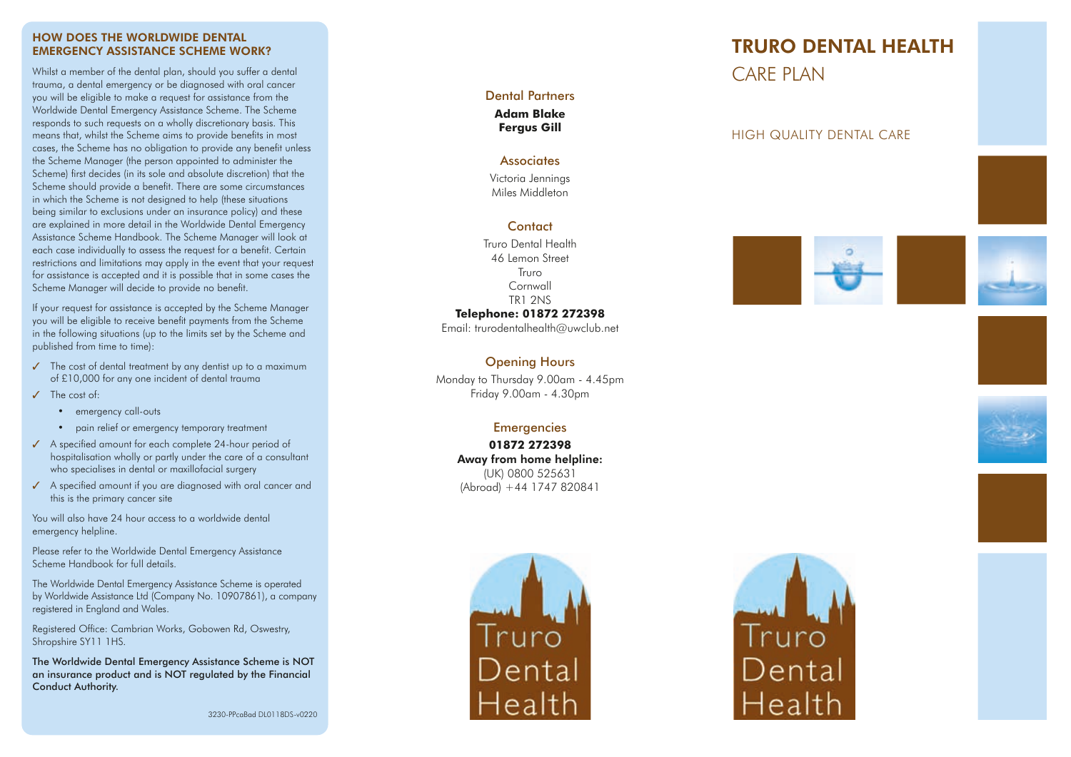## HOW DOES THE WORLDWIDE DENTAL EMERGENCY ASSISTANCE SCHEME WORK?

Whilst a member of the dental plan, should you suffer a dental trauma, a dental emergency or be diagnosed with oral cancer you will be eligible to make a request for assistance from the Worldwide Dental Emergency Assistance Scheme. The Scheme responds to such requests on a wholly discretionary basis. This means that, whilst the Scheme aims to provide benefits in most cases, the Scheme has no obligation to provide any benefit unless the Scheme Manager (the person appointed to administer the Scheme) first decides (in its sole and absolute discretion) that the Scheme should provide a benefit. There are some circumstances in which the Scheme is not designed to help (these situations being similar to exclusions under an insurance policy) and these are explained in more detail in the Worldwide Dental Emergency Assistance Scheme Handbook. The Scheme Manager will look at each case individually to assess the request for a benefit. Certain restrictions and limitations may apply in the event that your request for assistance is accepted and it is possible that in some cases the Scheme Manager will decide to provide no benefit.

If your request for assistance is accepted by the Scheme Manager you will be eligible to receive benefit payments from the Scheme in the following situations (up to the limits set by the Scheme and published from time to time):

- ✓ The cost of dental treatment by any dentist up to a maximum of £10,000 for any one incident of dental trauma
- ✓ The cost of:
  - emergency call-outs
  - pain relief or emergency temporary treatment
- ✓ A specified amount for each complete 24-hour period of hospitalisation wholly or partly under the care of a consultant who specialises in dental or maxillofacial surgery
- ✓ A specified amount if you are diagnosed with oral cancer and this is the primary cancer site

You will also have 24 hour access to a worldwide dental emergency helpline.

Please refer to the Worldwide Dental Emergency Assistance Scheme Handbook for full details.

The Worldwide Dental Emergency Assistance Scheme is operated by Worldwide Assistance Ltd (Company No. 10907861), a company registered in England and Wales.

Registered Office: Cambrian Works, Gobowen Rd, Oswestry, Shropshire SY11 1HS.

**The Worldwide Dental Emergency Assistance Scheme is NOT an insurance product and is NOT regulated by the Financial Conduct Authority.**

3230-PPcaBad DL0118DS-v0220

### Dental Partners

**Adam Blake**
**Fergus Gill**

### Associates

Victoria Jennings
Miles Middleton

### Contact

Truro Dental Health
46 Lemon Street
Truro
Cornwall
TR1 2NS
**Telephone: 01872 272398**
Email: trurodentalhealth@uwclub.net

### Opening Hours

Monday to Thursday 9.00am - 4.45pm
Friday 9.00am - 4.30pm

### Emergencies

**01872 272398**
**Away from home helpline:**
(UK) 0800 525631
(Abroad) +44 1747 820841

Truro Dental Health

# TRURO DENTAL HEALTH CARE PLAN

HIGH QUALITY DENTAL CARE

Truro Dental Health